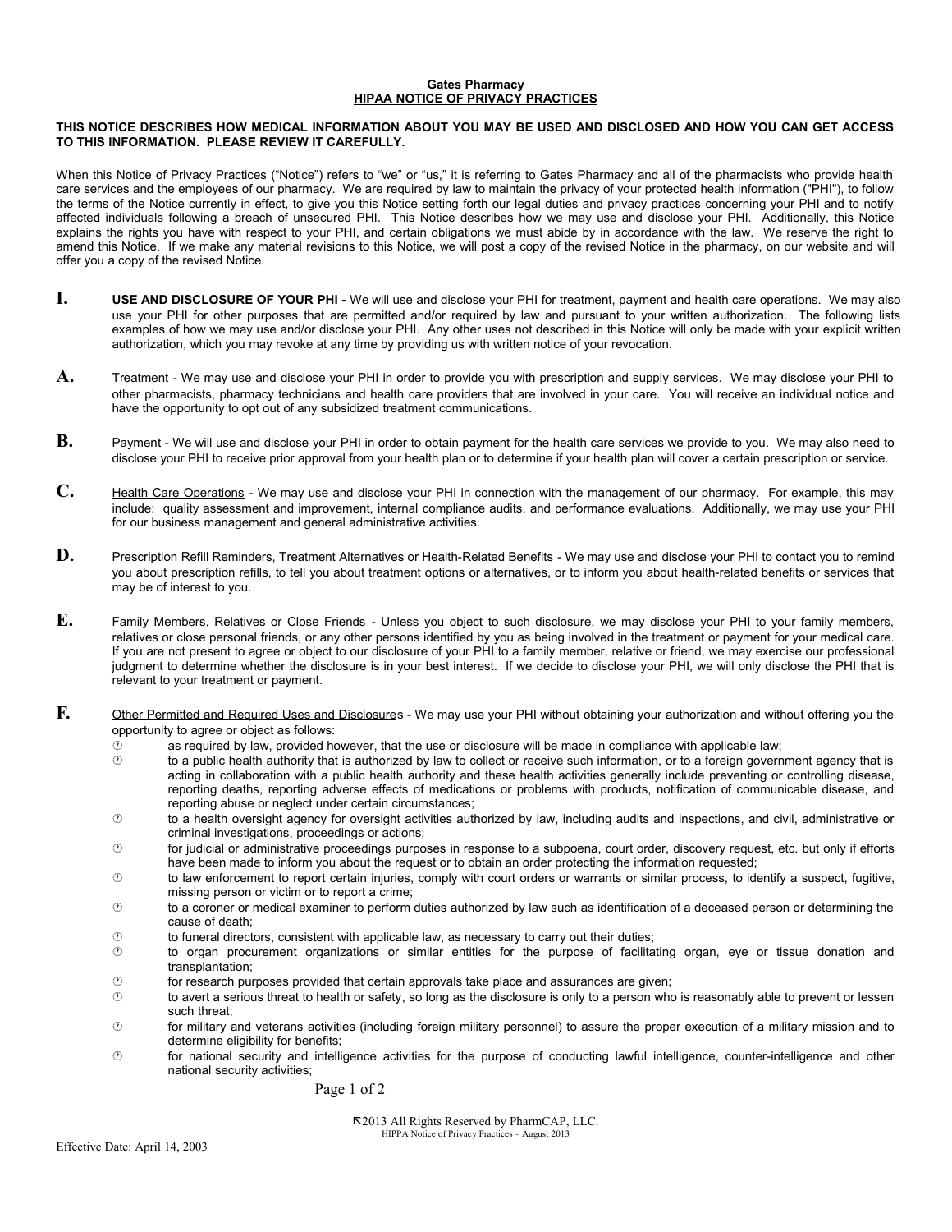**Gates Pharmacy**

# HIPAA NOTICE OF PRIVACY PRACTICES

**THIS NOTICE DESCRIBES HOW MEDICAL INFORMATION ABOUT YOU MAY BE USED AND DISCLOSED AND HOW YOU CAN GET ACCESS TO THIS INFORMATION. PLEASE REVIEW IT CAREFULLY.**

When this Notice of Privacy Practices ("Notice") refers to "we" or "us," it is referring to Gates Pharmacy and all of the pharmacists who provide health care services and the employees of our pharmacy. We are required by law to maintain the privacy of your protected health information ("PHI"), to follow the terms of the Notice currently in effect, to give you this Notice setting forth our legal duties and privacy practices concerning your PHI and to notify affected individuals following a breach of unsecured PHI. This Notice describes how we may use and disclose your PHI. Additionally, this Notice explains the rights you have with respect to your PHI, and certain obligations we must abide by in accordance with the law. We reserve the right to amend this Notice. If we make any material revisions to this Notice, we will post a copy of the revised Notice in the pharmacy, on our website and will offer you a copy of the revised Notice.

**I.** **USE AND DISCLOSURE OF YOUR PHI -** We will use and disclose your PHI for treatment, payment and health care operations. We may also use your PHI for other purposes that are permitted and/or required by law and pursuant to your written authorization. The following lists examples of how we may use and/or disclose your PHI. Any other uses not described in this Notice will only be made with your explicit written authorization, which you may revoke at any time by providing us with written notice of your revocation.

**A.** Treatment - We may use and disclose your PHI in order to provide you with prescription and supply services. We may disclose your PHI to other pharmacists, pharmacy technicians and health care providers that are involved in your care. You will receive an individual notice and have the opportunity to opt out of any subsidized treatment communications.

**B.** Payment - We will use and disclose your PHI in order to obtain payment for the health care services we provide to you. We may also need to disclose your PHI to receive prior approval from your health plan or to determine if your health plan will cover a certain prescription or service.

**C.** Health Care Operations - We may use and disclose your PHI in connection with the management of our pharmacy. For example, this may include: quality assessment and improvement, internal compliance audits, and performance evaluations. Additionally, we may use your PHI for our business management and general administrative activities.

**D.** Prescription Refill Reminders, Treatment Alternatives or Health-Related Benefits - We may use and disclose your PHI to contact you to remind you about prescription refills, to tell you about treatment options or alternatives, or to inform you about health-related benefits or services that may be of interest to you.

**E.** Family Members, Relatives or Close Friends - Unless you object to such disclosure, we may disclose your PHI to your family members, relatives or close personal friends, or any other persons identified by you as being involved in the treatment or payment for your medical care. If you are not present to agree or object to our disclosure of your PHI to a family member, relative or friend, we may exercise our professional judgment to determine whether the disclosure is in your best interest. If we decide to disclose your PHI, we will only disclose the PHI that is relevant to your treatment or payment.

**F.** Other Permitted and Required Uses and Disclosures - We may use your PHI without obtaining your authorization and without offering you the opportunity to agree or object as follows:

- as required by law, provided however, that the use or disclosure will be made in compliance with applicable law;
- to a public health authority that is authorized by law to collect or receive such information, or to a foreign government agency that is acting in collaboration with a public health authority and these health activities generally include preventing or controlling disease, reporting deaths, reporting adverse effects of medications or problems with products, notification of communicable disease, and reporting abuse or neglect under certain circumstances;
- to a health oversight agency for oversight activities authorized by law, including audits and inspections, and civil, administrative or criminal investigations, proceedings or actions;
- for judicial or administrative proceedings purposes in response to a subpoena, court order, discovery request, etc. but only if efforts have been made to inform you about the request or to obtain an order protecting the information requested;
- to law enforcement to report certain injuries, comply with court orders or warrants or similar process, to identify a suspect, fugitive, missing person or victim or to report a crime;
- to a coroner or medical examiner to perform duties authorized by law such as identification of a deceased person or determining the cause of death;
- to funeral directors, consistent with applicable law, as necessary to carry out their duties;
- to organ procurement organizations or similar entities for the purpose of facilitating organ, eye or tissue donation and transplantation;
- for research purposes provided that certain approvals take place and assurances are given;
- to avert a serious threat to health or safety, so long as the disclosure is only to a person who is reasonably able to prevent or lessen such threat;
- for military and veterans activities (including foreign military personnel) to assure the proper execution of a military mission and to determine eligibility for benefits;
- for national security and intelligence activities for the purpose of conducting lawful intelligence, counter-intelligence and other national security activities;

↸2013 All Rights Reserved by PharmCAP, LLC.
HIPPA Notice of Privacy Practices – August 2013

Effective Date: April 14, 2003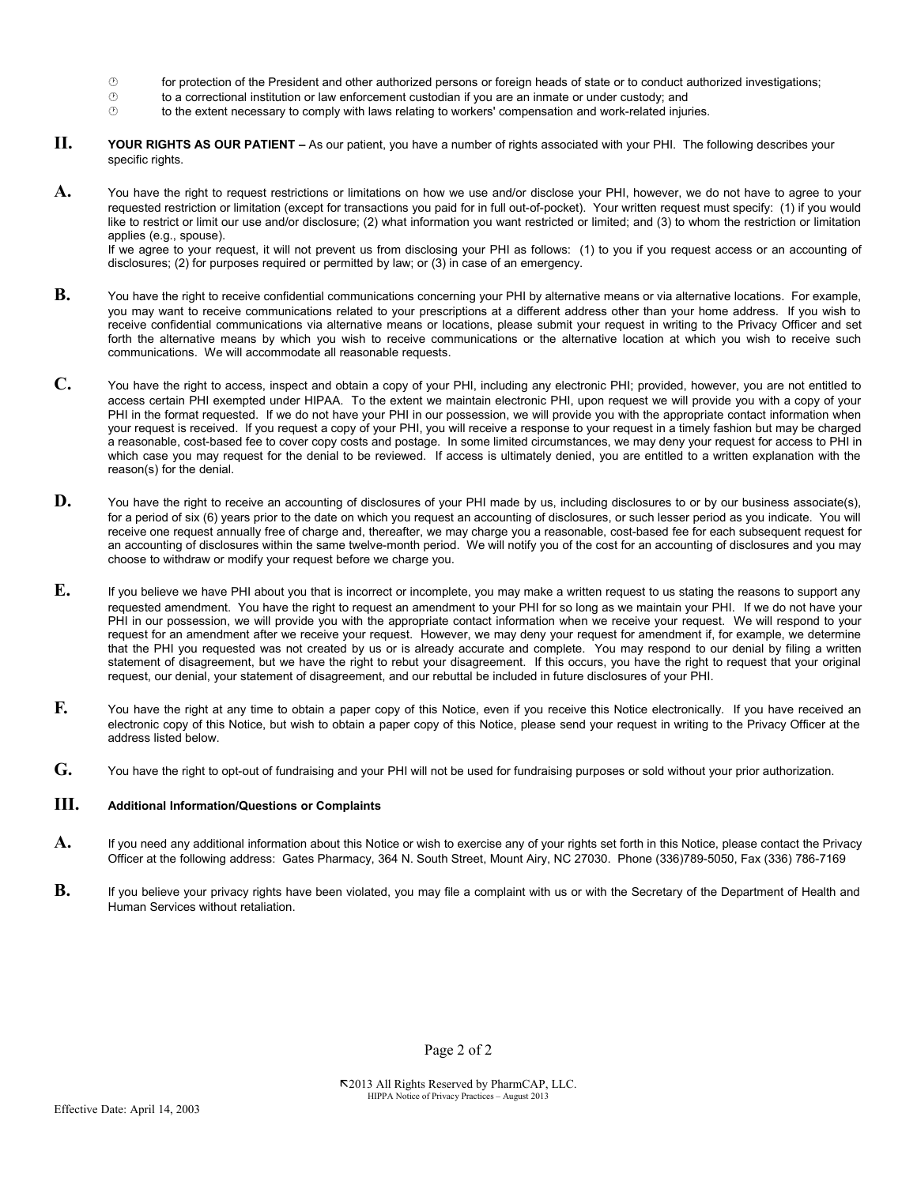- for protection of the President and other authorized persons or foreign heads of state or to conduct authorized investigations;
- to a correctional institution or law enforcement custodian if you are an inmate or under custody; and
- to the extent necessary to comply with laws relating to workers' compensation and work-related injuries.

## II. YOUR RIGHTS AS OUR PATIENT

**YOUR RIGHTS AS OUR PATIENT –** As our patient, you have a number of rights associated with your PHI. The following describes your specific rights.

**A.** You have the right to request restrictions or limitations on how we use and/or disclose your PHI, however, we do not have to agree to your requested restriction or limitation (except for transactions you paid for in full out-of-pocket). Your written request must specify: (1) if you would like to restrict or limit our use and/or disclosure; (2) what information you want restricted or limited; and (3) to whom the restriction or limitation applies (e.g., spouse).
If we agree to your request, it will not prevent us from disclosing your PHI as follows: (1) to you if you request access or an accounting of disclosures; (2) for purposes required or permitted by law; or (3) in case of an emergency.

**B.** You have the right to receive confidential communications concerning your PHI by alternative means or via alternative locations. For example, you may want to receive communications related to your prescriptions at a different address other than your home address. If you wish to receive confidential communications via alternative means or locations, please submit your request in writing to the Privacy Officer and set forth the alternative means by which you wish to receive communications or the alternative location at which you wish to receive such communications. We will accommodate all reasonable requests.

**C.** You have the right to access, inspect and obtain a copy of your PHI, including any electronic PHI; provided, however, you are not entitled to access certain PHI exempted under HIPAA. To the extent we maintain electronic PHI, upon request we will provide you with a copy of your PHI in the format requested. If we do not have your PHI in our possession, we will provide you with the appropriate contact information when your request is received. If you request a copy of your PHI, you will receive a response to your request in a timely fashion but may be charged a reasonable, cost-based fee to cover copy costs and postage. In some limited circumstances, we may deny your request for access to PHI in which case you may request for the denial to be reviewed. If access is ultimately denied, you are entitled to a written explanation with the reason(s) for the denial.

**D.** You have the right to receive an accounting of disclosures of your PHI made by us, including disclosures to or by our business associate(s), for a period of six (6) years prior to the date on which you request an accounting of disclosures, or such lesser period as you indicate. You will receive one request annually free of charge and, thereafter, we may charge you a reasonable, cost-based fee for each subsequent request for an accounting of disclosures within the same twelve-month period. We will notify you of the cost for an accounting of disclosures and you may choose to withdraw or modify your request before we charge you.

**E.** If you believe we have PHI about you that is incorrect or incomplete, you may make a written request to us stating the reasons to support any requested amendment. You have the right to request an amendment to your PHI for so long as we maintain your PHI. If we do not have your PHI in our possession, we will provide you with the appropriate contact information when we receive your request. We will respond to your request for an amendment after we receive your request. However, we may deny your request for amendment if, for example, we determine that the PHI you requested was not created by us or is already accurate and complete. You may respond to our denial by filing a written statement of disagreement, but we have the right to rebut your disagreement. If this occurs, you have the right to request that your original request, our denial, your statement of disagreement, and our rebuttal be included in future disclosures of your PHI.

**F.** You have the right at any time to obtain a paper copy of this Notice, even if you receive this Notice electronically. If you have received an electronic copy of this Notice, but wish to obtain a paper copy of this Notice, please send your request in writing to the Privacy Officer at the address listed below.

**G.** You have the right to opt-out of fundraising and your PHI will not be used for fundraising purposes or sold without your prior authorization.

## III. Additional Information/Questions or Complaints

**A.** If you need any additional information about this Notice or wish to exercise any of your rights set forth in this Notice, please contact the Privacy Officer at the following address: Gates Pharmacy, 364 N. South Street, Mount Airy, NC 27030. Phone (336)789-5050, Fax (336) 786-7169

**B.** If you believe your privacy rights have been violated, you may file a complaint with us or with the Secretary of the Department of Health and Human Services without retaliation.

©2013 All Rights Reserved by PharmCAP, LLC.
HIPPA Notice of Privacy Practices – August 2013

Effective Date: April 14, 2003